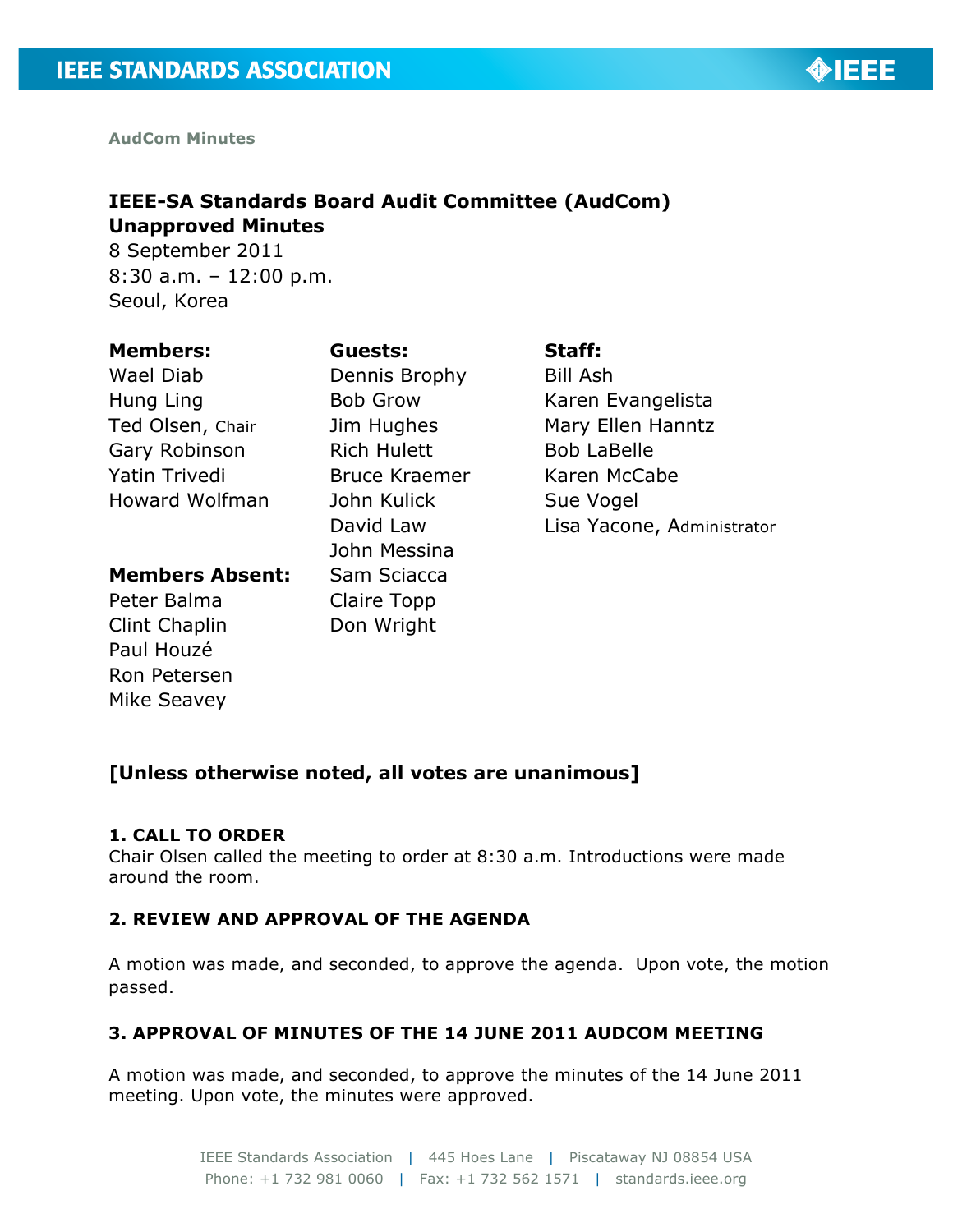AudCom Minutes

## IEEE-SA Standards Board Audit Committee (AudCom)
## Unapproved Minutes

8 September 2011
8:30 a.m. – 12:00 p.m.
Seoul, Korea

| **Members:** | **Guests:** | **Staff:** |
|---|---|---|
| Wael Diab | Dennis Brophy | Bill Ash |
| Hung Ling | Bob Grow | Karen Evangelista |
| Ted Olsen, Chair | Jim Hughes | Mary Ellen Hanntz |
| Gary Robinson | Rich Hulett | Bob LaBelle |
| Yatin Trivedi | Bruce Kraemer | Karen McCabe |
| Howard Wolfman | John Kulick | Sue Vogel |
| | David Law | Lisa Yacone, Administrator |
| | John Messina | |
| **Members Absent:** | Sam Sciacca | |
| Peter Balma | Claire Topp | |
| Clint Chaplin | Don Wright | |
| Paul Houzé | | |
| Ron Petersen | | |
| Mike Seavey | | |

### [Unless otherwise noted, all votes are unanimous]

**1. CALL TO ORDER**

Chair Olsen called the meeting to order at 8:30 a.m. Introductions were made around the room.

**2. REVIEW AND APPROVAL OF THE AGENDA**

A motion was made, and seconded, to approve the agenda. Upon vote, the motion passed.

**3. APPROVAL OF MINUTES OF THE 14 JUNE 2011 AUDCOM MEETING**

A motion was made, and seconded, to approve the minutes of the 14 June 2011 meeting. Upon vote, the minutes were approved.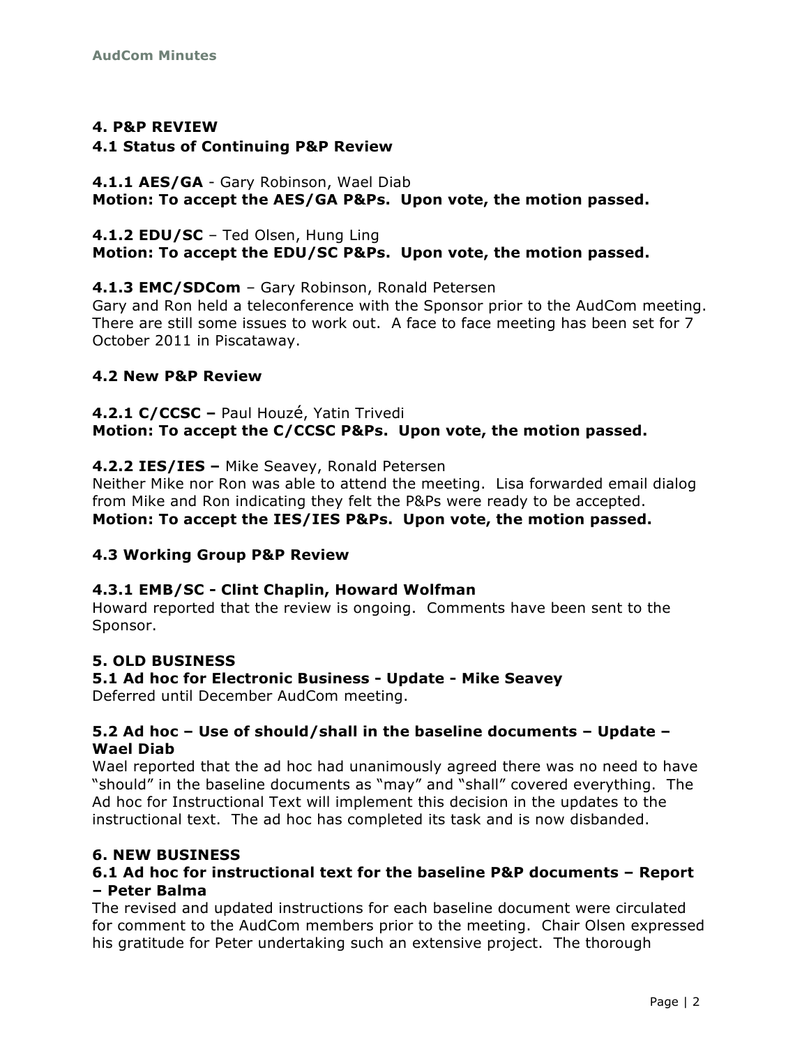# 4. P&P REVIEW

## 4.1 Status of Continuing P&P Review

**4.1.1 AES/GA** - Gary Robinson, Wael Diab
**Motion: To accept the AES/GA P&Ps. Upon vote, the motion passed.**

**4.1.2 EDU/SC** – Ted Olsen, Hung Ling
**Motion: To accept the EDU/SC P&Ps. Upon vote, the motion passed.**

**4.1.3 EMC/SDCom** – Gary Robinson, Ronald Petersen
Gary and Ron held a teleconference with the Sponsor prior to the AudCom meeting. There are still some issues to work out. A face to face meeting has been set for 7 October 2011 in Piscataway.

## 4.2 New P&P Review

**4.2.1 C/CCSC –** Paul Houzé, Yatin Trivedi
**Motion: To accept the C/CCSC P&Ps. Upon vote, the motion passed.**

**4.2.2 IES/IES –** Mike Seavey, Ronald Petersen
Neither Mike nor Ron was able to attend the meeting. Lisa forwarded email dialog from Mike and Ron indicating they felt the P&Ps were ready to be accepted.
**Motion: To accept the IES/IES P&Ps. Upon vote, the motion passed.**

## 4.3 Working Group P&P Review

**4.3.1 EMB/SC - Clint Chaplin, Howard Wolfman**
Howard reported that the review is ongoing. Comments have been sent to the Sponsor.

# 5. OLD BUSINESS

**5.1 Ad hoc for Electronic Business - Update - Mike Seavey**
Deferred until December AudCom meeting.

**5.2 Ad hoc – Use of should/shall in the baseline documents – Update – Wael Diab**
Wael reported that the ad hoc had unanimously agreed there was no need to have "should" in the baseline documents as "may" and "shall" covered everything. The Ad hoc for Instructional Text will implement this decision in the updates to the instructional text. The ad hoc has completed its task and is now disbanded.

# 6. NEW BUSINESS

**6.1 Ad hoc for instructional text for the baseline P&P documents – Report – Peter Balma**
The revised and updated instructions for each baseline document were circulated for comment to the AudCom members prior to the meeting. Chair Olsen expressed his gratitude for Peter undertaking such an extensive project. The thorough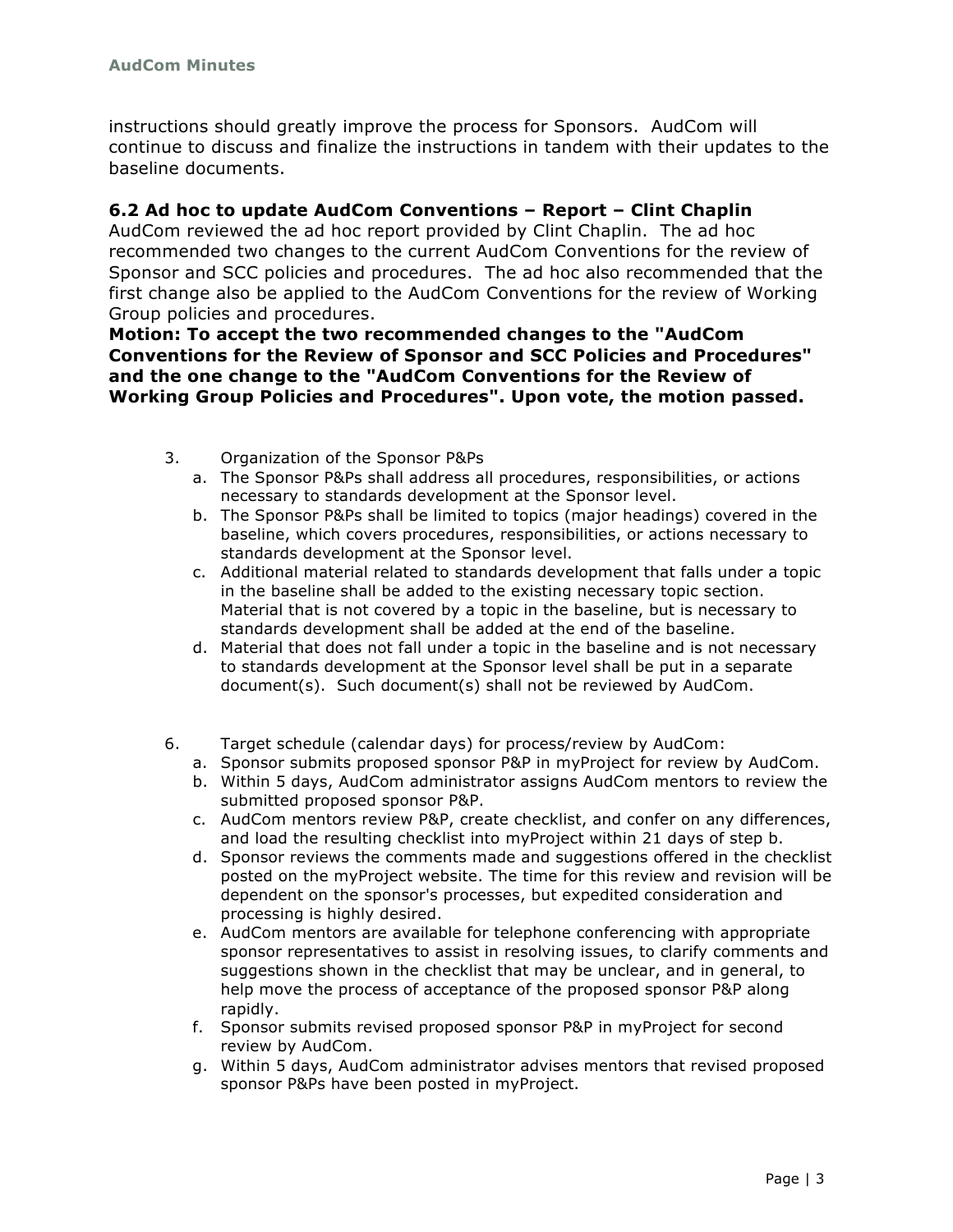instructions should greatly improve the process for Sponsors. AudCom will continue to discuss and finalize the instructions in tandem with their updates to the baseline documents.

### 6.2 Ad hoc to update AudCom Conventions – Report – Clint Chaplin

AudCom reviewed the ad hoc report provided by Clint Chaplin. The ad hoc recommended two changes to the current AudCom Conventions for the review of Sponsor and SCC policies and procedures. The ad hoc also recommended that the first change also be applied to the AudCom Conventions for the review of Working Group policies and procedures.

**Motion: To accept the two recommended changes to the "AudCom Conventions for the Review of Sponsor and SCC Policies and Procedures" and the one change to the "AudCom Conventions for the Review of Working Group Policies and Procedures". Upon vote, the motion passed.**

3. Organization of the Sponsor P&Ps
   a. The Sponsor P&Ps shall address all procedures, responsibilities, or actions necessary to standards development at the Sponsor level.
   b. The Sponsor P&Ps shall be limited to topics (major headings) covered in the baseline, which covers procedures, responsibilities, or actions necessary to standards development at the Sponsor level.
   c. Additional material related to standards development that falls under a topic in the baseline shall be added to the existing necessary topic section. Material that is not covered by a topic in the baseline, but is necessary to standards development shall be added at the end of the baseline.
   d. Material that does not fall under a topic in the baseline and is not necessary to standards development at the Sponsor level shall be put in a separate document(s). Such document(s) shall not be reviewed by AudCom.

6. Target schedule (calendar days) for process/review by AudCom:
   a. Sponsor submits proposed sponsor P&P in myProject for review by AudCom.
   b. Within 5 days, AudCom administrator assigns AudCom mentors to review the submitted proposed sponsor P&P.
   c. AudCom mentors review P&P, create checklist, and confer on any differences, and load the resulting checklist into myProject within 21 days of step b.
   d. Sponsor reviews the comments made and suggestions offered in the checklist posted on the myProject website. The time for this review and revision will be dependent on the sponsor's processes, but expedited consideration and processing is highly desired.
   e. AudCom mentors are available for telephone conferencing with appropriate sponsor representatives to assist in resolving issues, to clarify comments and suggestions shown in the checklist that may be unclear, and in general, to help move the process of acceptance of the proposed sponsor P&P along rapidly.
   f. Sponsor submits revised proposed sponsor P&P in myProject for second review by AudCom.
   g. Within 5 days, AudCom administrator advises mentors that revised proposed sponsor P&Ps have been posted in myProject.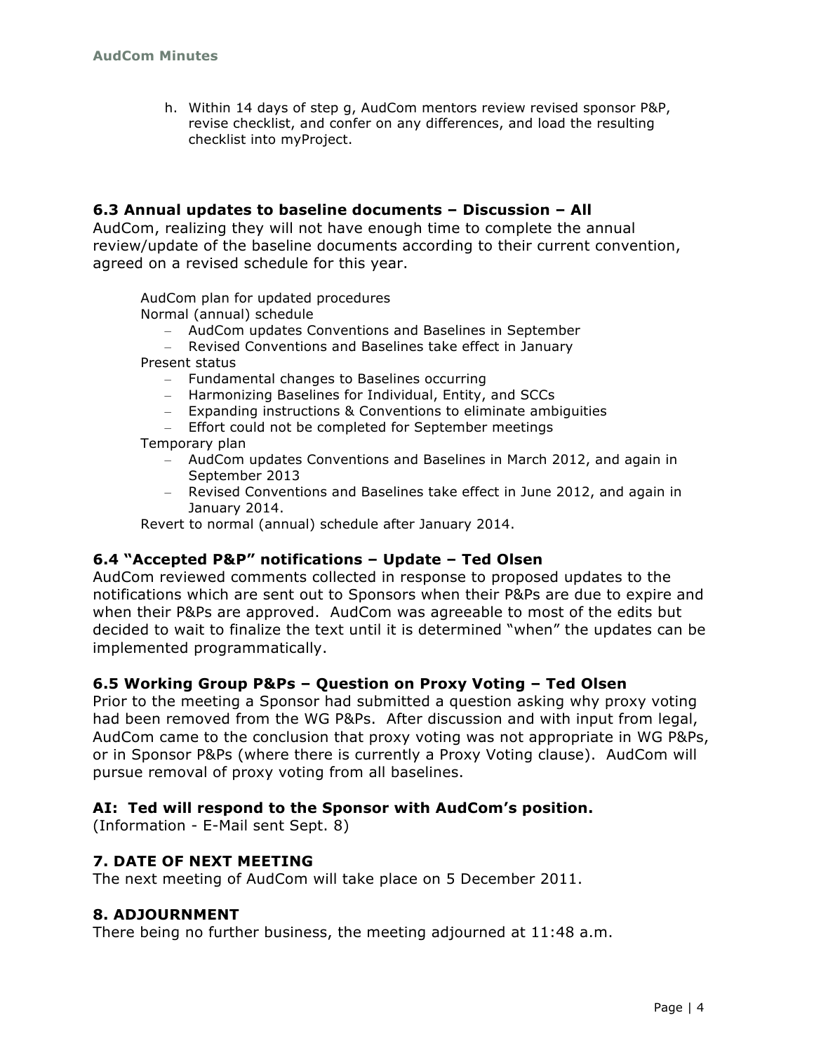h. Within 14 days of step g, AudCom mentors review revised sponsor P&P, revise checklist, and confer on any differences, and load the resulting checklist into myProject.

### 6.3 Annual updates to baseline documents – Discussion – All

AudCom, realizing they will not have enough time to complete the annual review/update of the baseline documents according to their current convention, agreed on a revised schedule for this year.

AudCom plan for updated procedures

Normal (annual) schedule

- AudCom updates Conventions and Baselines in September
- Revised Conventions and Baselines take effect in January

Present status

- Fundamental changes to Baselines occurring
- Harmonizing Baselines for Individual, Entity, and SCCs
- Expanding instructions & Conventions to eliminate ambiguities
- Effort could not be completed for September meetings

Temporary plan

- AudCom updates Conventions and Baselines in March 2012, and again in September 2013
- Revised Conventions and Baselines take effect in June 2012, and again in January 2014.

Revert to normal (annual) schedule after January 2014.

### 6.4 "Accepted P&P" notifications – Update – Ted Olsen

AudCom reviewed comments collected in response to proposed updates to the notifications which are sent out to Sponsors when their P&Ps are due to expire and when their P&Ps are approved. AudCom was agreeable to most of the edits but decided to wait to finalize the text until it is determined "when" the updates can be implemented programmatically.

### 6.5 Working Group P&Ps – Question on Proxy Voting – Ted Olsen

Prior to the meeting a Sponsor had submitted a question asking why proxy voting had been removed from the WG P&Ps. After discussion and with input from legal, AudCom came to the conclusion that proxy voting was not appropriate in WG P&Ps, or in Sponsor P&Ps (where there is currently a Proxy Voting clause). AudCom will pursue removal of proxy voting from all baselines.

**AI: Ted will respond to the Sponsor with AudCom's position.**

(Information - E-Mail sent Sept. 8)

### 7. DATE OF NEXT MEETING

The next meeting of AudCom will take place on 5 December 2011.

### 8. ADJOURNMENT

There being no further business, the meeting adjourned at 11:48 a.m.